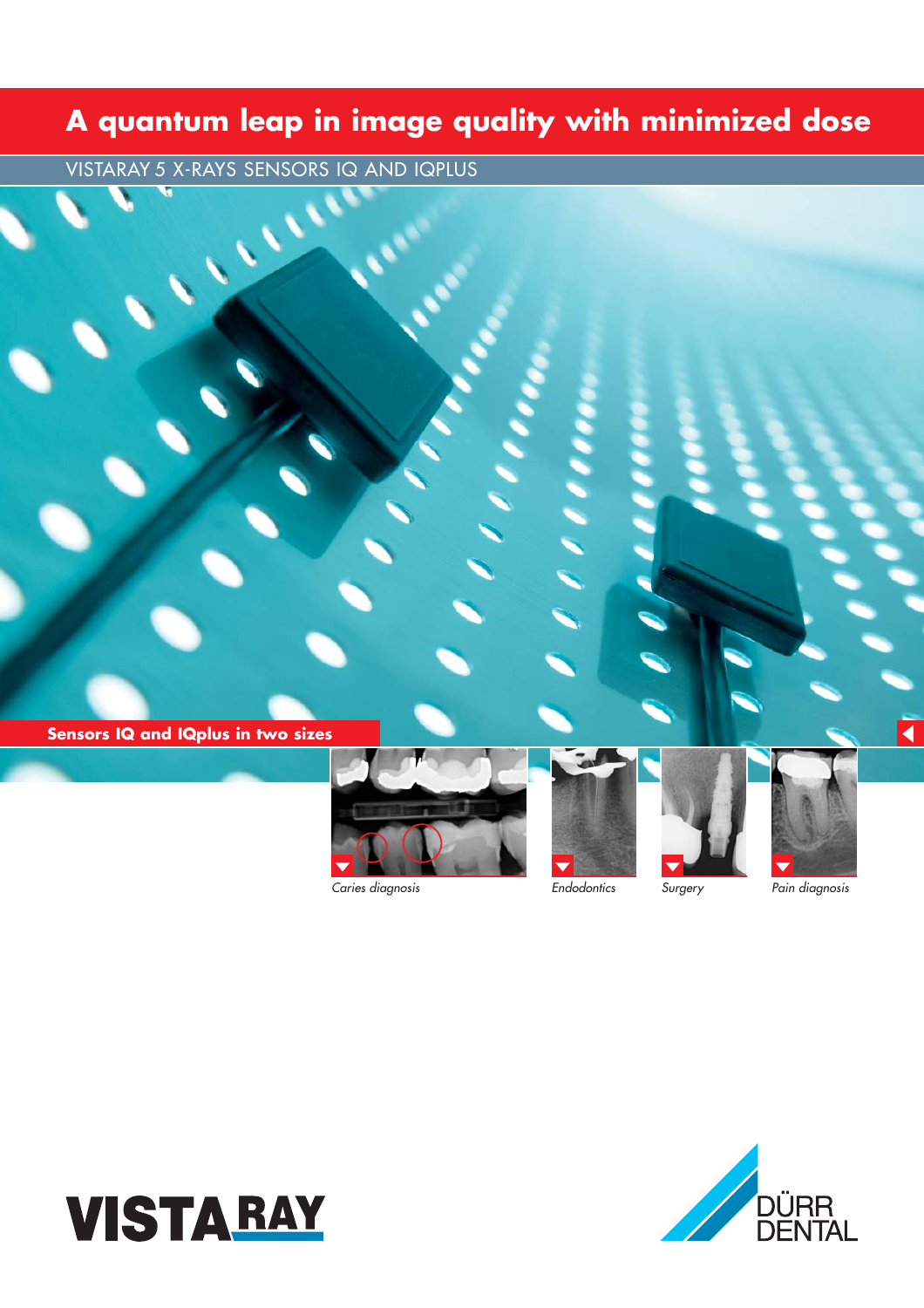# A quantum leap in image quality with minimized dose

VISTARAY 5 X-RAYS SENSORS IQ AND IQPLUS

**Sensors IQ and IQplus in two sizes**

*Caries diagnosis*

*Endodontics*

*Surgery*

*Pain diagnosis*

VISTARAY

DÜRR DENTAL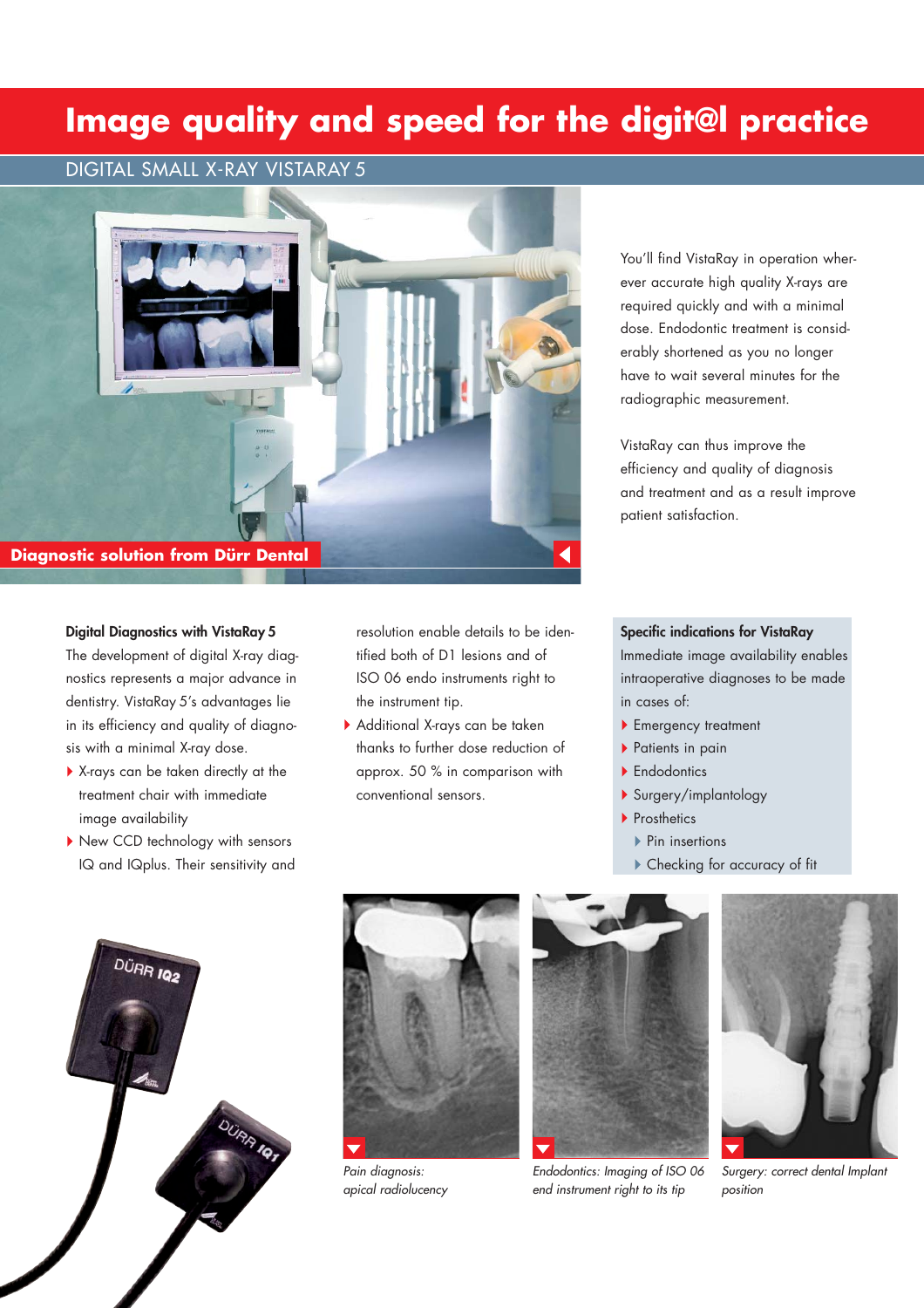# Image quality and speed for the digit@l practice

## DIGITAL SMALL X-RAY VISTARAY 5

**Diagnostic solution from Dürr Dental**

You'll find VistaRay in operation wherever accurate high quality X-rays are required quickly and with a minimal dose. Endodontic treatment is considerably shortened as you no longer have to wait several minutes for the radiographic measurement.

VistaRay can thus improve the efficiency and quality of diagnosis and treatment and as a result improve patient satisfaction.

**Digital Diagnostics with VistaRay 5**

The development of digital X-ray diagnostics represents a major advance in dentistry. VistaRay 5's advantages lie in its efficiency and quality of diagnosis with a minimal X-ray dose.

- X-rays can be taken directly at the treatment chair with immediate image availability
- New CCD technology with sensors IQ and IQplus. Their sensitivity and resolution enable details to be identified both of D1 lesions and of ISO 06 endo instruments right to the instrument tip.
- Additional X-rays can be taken thanks to further dose reduction of approx. 50 % in comparison with conventional sensors.

**Specific indications for VistaRay**

Immediate image availability enables intraoperative diagnoses to be made in cases of:

- Emergency treatment
- Patients in pain
- Endodontics
- Surgery/implantology
- Prosthetics
  - Pin insertions
  - Checking for accuracy of fit

*Pain diagnosis: apical radiolucency*

*Endodontics: Imaging of ISO 06 end instrument right to its tip*

*Surgery: correct dental Implant position*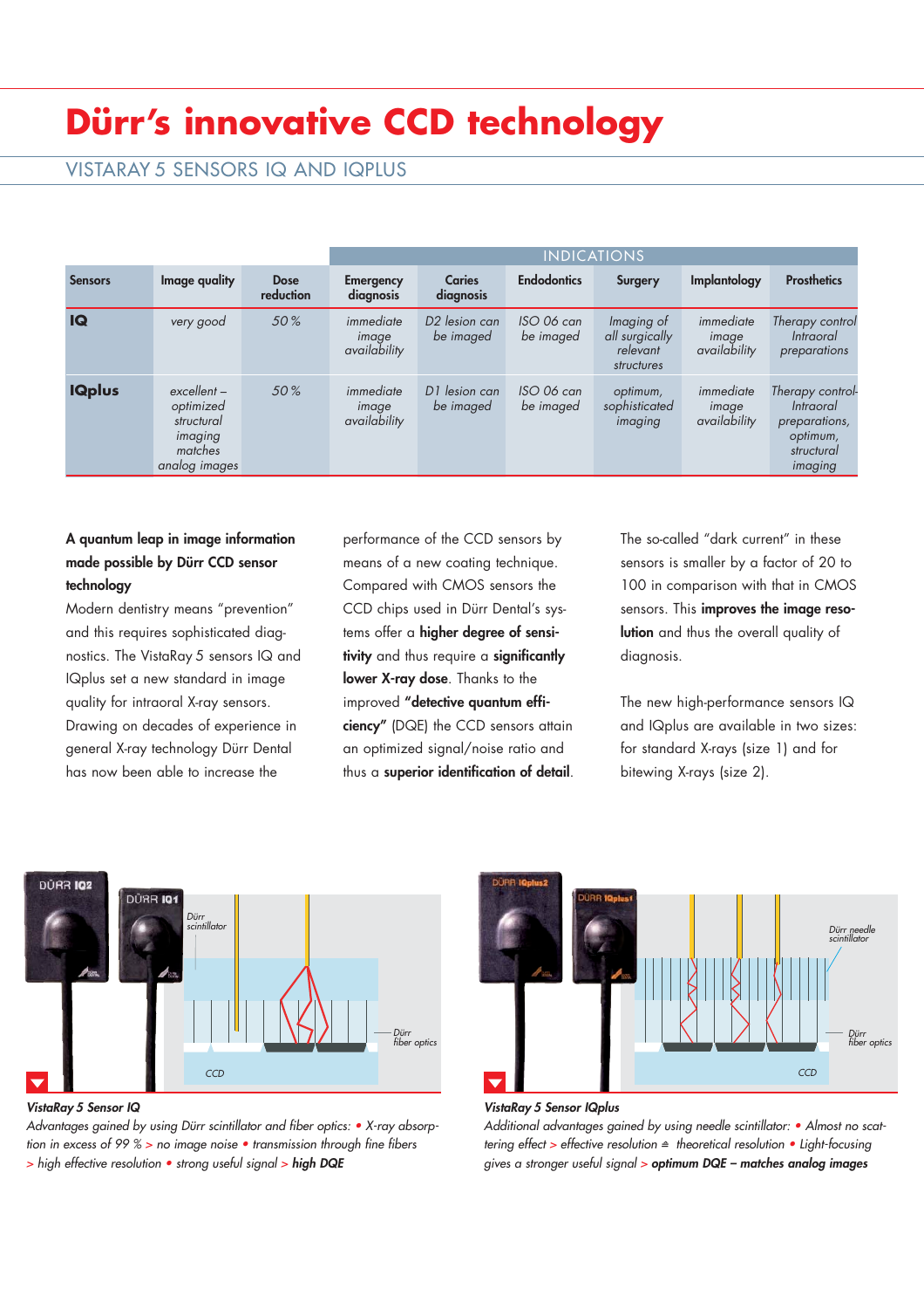# Dürr's innovative CCD technology

## VISTARAY 5 SENSORS IQ AND IQPLUS

| Sensors | Image quality | Dose reduction | INDICATIONS | | | | | |
|---|---|---|---|---|---|---|---|---|
| | | | Emergency diagnosis | Caries diagnosis | Endodontics | Surgery | Implantology | Prosthetics |
| **IQ** | *very good* | *50 %* | *immediate image availability* | *D2 lesion can be imaged* | *ISO 06 can be imaged* | *Imaging of all surgically relevant structures* | *immediate image availability* | *Therapy control Intraoral preparations* |
| **IQplus** | *excellent – optimized structural imaging matches analog images* | *50 %* | *immediate image availability* | *D1 lesion can be imaged* | *ISO 06 can be imaged* | *optimum, sophisticated imaging* | *immediate image availability* | *Therapy control-Intraoral preparations, optimum, structural imaging* |

**A quantum leap in image information made possible by Dürr CCD sensor technology**

Modern dentistry means "prevention" and this requires sophisticated diagnostics. The VistaRay 5 sensors IQ and IQplus set a new standard in image quality for intraoral X-ray sensors. Drawing on decades of experience in general X-ray technology Dürr Dental has now been able to increase the performance of the CCD sensors by means of a new coating technique. Compared with CMOS sensors the CCD chips used in Dürr Dental's systems offer a **higher degree of sensitivity** and thus require a **significantly lower X-ray dose**. Thanks to the improved **"detective quantum efficiency"** (DQE) the CCD sensors attain an optimized signal/noise ratio and thus a **superior identification of detail**.

The so-called "dark current" in these sensors is smaller by a factor of 20 to 100 in comparison with that in CMOS sensors. This **improves the image resolution** and thus the overall quality of diagnosis.

The new high-performance sensors IQ and IQplus are available in two sizes: for standard X-rays (size 1) and for bitewing X-rays (size 2).

**VistaRay 5 Sensor IQ**

*Advantages gained by using Dürr scintillator and fiber optics: • X-ray absorption in excess of 99 % > no image noise • transmission through fine fibers > high effective resolution • strong useful signal >* ***high DQE***

**VistaRay 5 Sensor IQplus**

*Additional advantages gained by using needle scintillator: • Almost no scattering effect > effective resolution ≙ theoretical resolution • Light-focusing gives a stronger useful signal >* ***optimum DQE – matches analog images***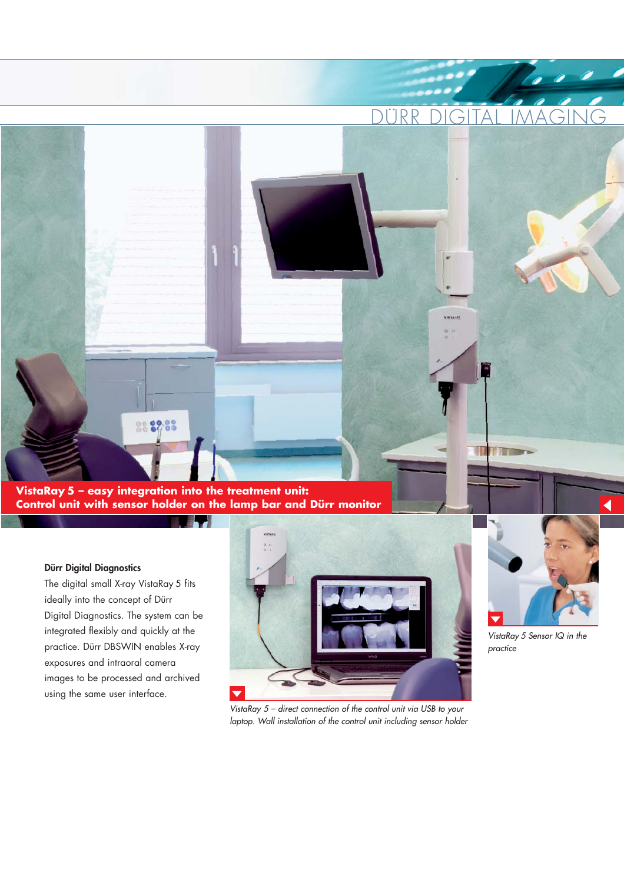**VistaRay 5 – easy integration into the treatment unit: Control unit with sensor holder on the lamp bar and Dürr monitor**

### Dürr Digital Diagnostics

The digital small X-ray VistaRay 5 fits ideally into the concept of Dürr Digital Diagnostics. The system can be integrated flexibly and quickly at the practice. Dürr DBSWIN enables X-ray exposures and intraoral camera images to be processed and archived using the same user interface.

*VistaRay 5 – direct connection of the control unit via USB to your laptop. Wall installation of the control unit including sensor holder*

*VistaRay 5 Sensor IQ in the practice*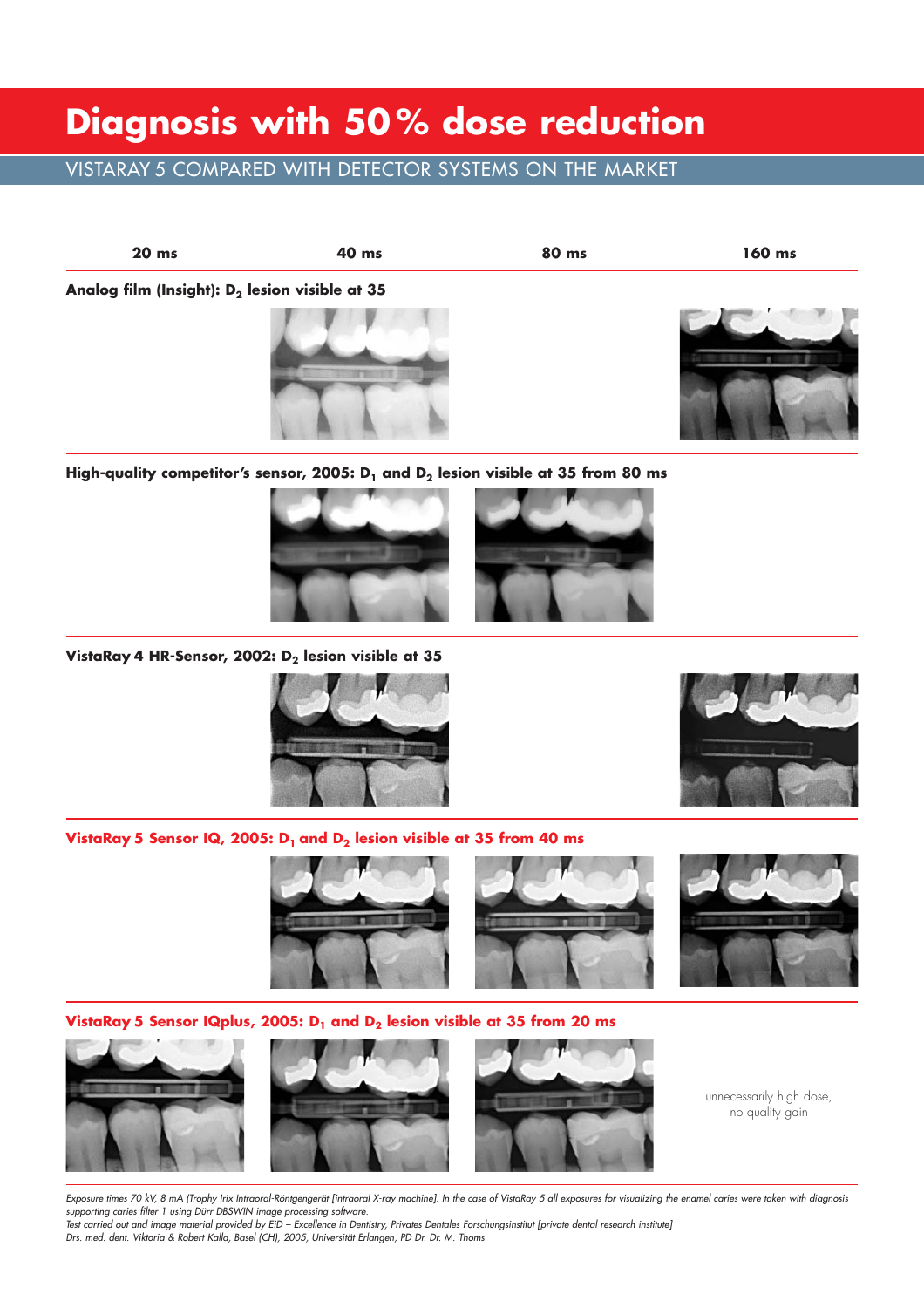# Diagnosis with 50% dose reduction

## VISTARAY 5 COMPARED WITH DETECTOR SYSTEMS ON THE MARKET

| 20 ms | 40 ms | 80 ms | 160 ms |
|---|---|---|---|

**Analog film (Insight): $D_2$ lesion visible at 35**

**High-quality competitor's sensor, 2005: $D_1$ and $D_2$ lesion visible at 35 from 80 ms**

**VistaRay 4 HR-Sensor, 2002: $D_2$ lesion visible at 35**

**VistaRay 5 Sensor IQ, 2005: $D_1$ and $D_2$ lesion visible at 35 from 40 ms**

**VistaRay 5 Sensor IQplus, 2005: $D_1$ and $D_2$ lesion visible at 35 from 20 ms**

unnecessarily high dose, no quality gain

*Exposure times 70 kV, 8 mA (Trophy Irix Intraoral-Röntgengerät [intraoral X-ray machine]. In the case of VistaRay 5 all exposures for visualizing the enamel caries were taken with diagnosis supporting caries filter 1 using Dürr DBSWIN image processing software.*
*Test carried out and image material provided by EiD – Excellence in Dentistry, Privates Dentales Forschungsinstitut [private dental research institute]*
*Drs. med. dent. Viktoria & Robert Kalla, Basel (CH), 2005, Universität Erlangen, PD Dr. Dr. M. Thoms*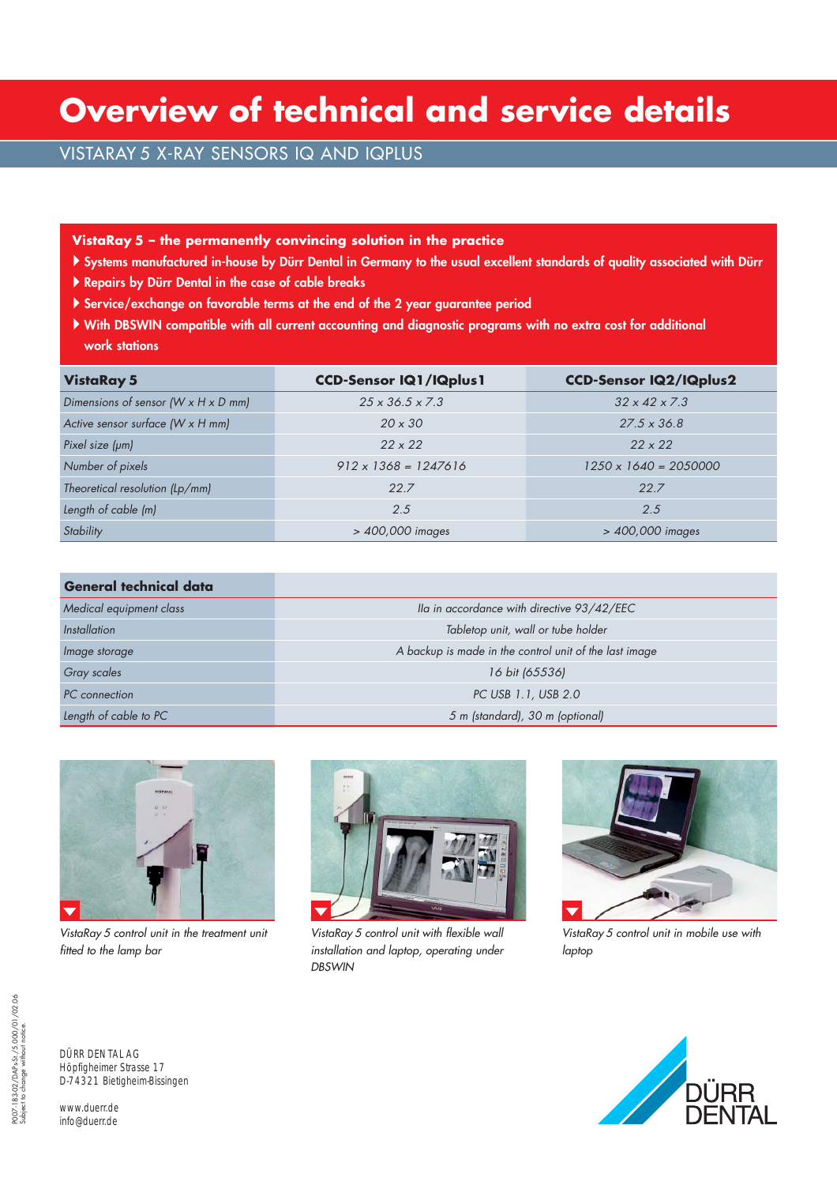# Overview of technical and service details

## VISTARAY 5 X-RAY SENSORS IQ AND IQPLUS

**VistaRay 5 – the permanently convincing solution in the practice**

- Systems manufactured in-house by Dürr Dental in Germany to the usual excellent standards of quality associated with Dürr
- Repairs by Dürr Dental in the case of cable breaks
- Service/exchange on favorable terms at the end of the 2 year guarantee period
- With DBSWIN compatible with all current accounting and diagnostic programs with no extra cost for additional work stations

| VistaRay 5 | CCD-Sensor IQ1/IQplus1 | CCD-Sensor IQ2/IQplus2 |
|---|---|---|
| *Dimensions of sensor (W x H x D mm)* | *25 x 36.5 x 7.3* | *32 x 42 x 7.3* |
| *Active sensor surface (W x H mm)* | *20 x 30* | *27.5 x 36.8* |
| *Pixel size (μm)* | *22 x 22* | *22 x 22* |
| *Number of pixels* | *912 x 1368 = 1247616* | *1250 x 1640 = 2050000* |
| *Theoretical resolution (lp/mm)* | *22.7* | *22.7* |
| *Length of cable (m)* | *2.5* | *2.5* |
| *Stability* | *> 400,000 images* | *> 400,000 images* |

| General technical data | |
|---|---|
| *Medical equipment class* | *IIa in accordance with directive 93/42/EEC* |
| *Installation* | *Tabletop unit, wall or tube holder* |
| *Image storage* | *A backup is made in the control unit of the last image* |
| *Gray scales* | *16 bit (65536)* |
| *PC connection* | *PC USB 1.1, USB 2.0* |
| *Length of cable to PC* | *5 m (standard), 30 m (optional)* |

*VistaRay 5 control unit in the treatment unit fitted to the lamp bar*

*VistaRay 5 control unit with flexible wall installation and laptop, operating under DBSWIN*

*VistaRay 5 control unit in mobile use with laptop*

DÜRR DENTAL AG
Höpfigheimer Strasse 17
D-74321 Bietigheim-Bissingen

www.duerr.de
info@duerr.de

P007-183-02/DAP-St./5.000/01/02.06
Subject to change without notice.

DÜRR DENTAL